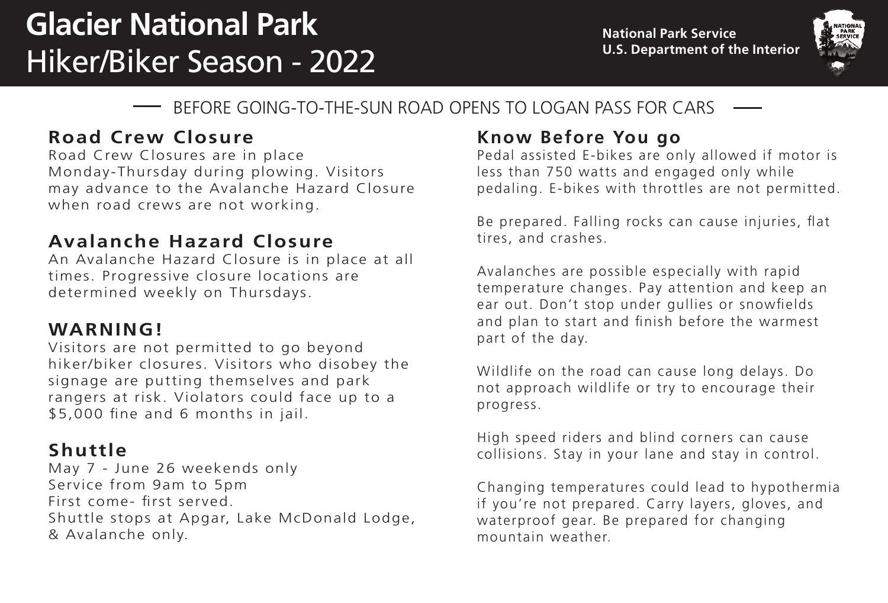# Glacier National Park
## Hiker/Biker Season - 2022

National Park Service
U.S. Department of the Interior

BEFORE GOING-TO-THE-SUN ROAD OPENS TO LOGAN PASS FOR CARS

### Road Crew Closure

Road Crew Closures are in place Monday-Thursday during plowing. Visitors may advance to the Avalanche Hazard Closure when road crews are not working.

### Avalanche Hazard Closure

An Avalanche Hazard Closure is in place at all times. Progressive closure locations are determined weekly on Thursdays.

### WARNING!

Visitors are not permitted to go beyond hiker/biker closures. Visitors who disobey the signage are putting themselves and park rangers at risk. Violators could face up to a $5,000 fine and 6 months in jail.

### Shuttle

May 7 - June 26 weekends only
Service from 9am to 5pm
First come- first served.
Shuttle stops at Apgar, Lake McDonald Lodge, & Avalanche only.

### Know Before You go

Pedal assisted E-bikes are only allowed if motor is less than 750 watts and engaged only while pedaling. E-bikes with throttles are not permitted.

Be prepared. Falling rocks can cause injuries, flat tires, and crashes.

Avalanches are possible especially with rapid temperature changes. Pay attention and keep an ear out. Don't stop under gullies or snowfields and plan to start and finish before the warmest part of the day.

Wildlife on the road can cause long delays. Do not approach wildlife or try to encourage their progress.

High speed riders and blind corners can cause collisions. Stay in your lane and stay in control.

Changing temperatures could lead to hypothermia if you're not prepared. Carry layers, gloves, and waterproof gear. Be prepared for changing mountain weather.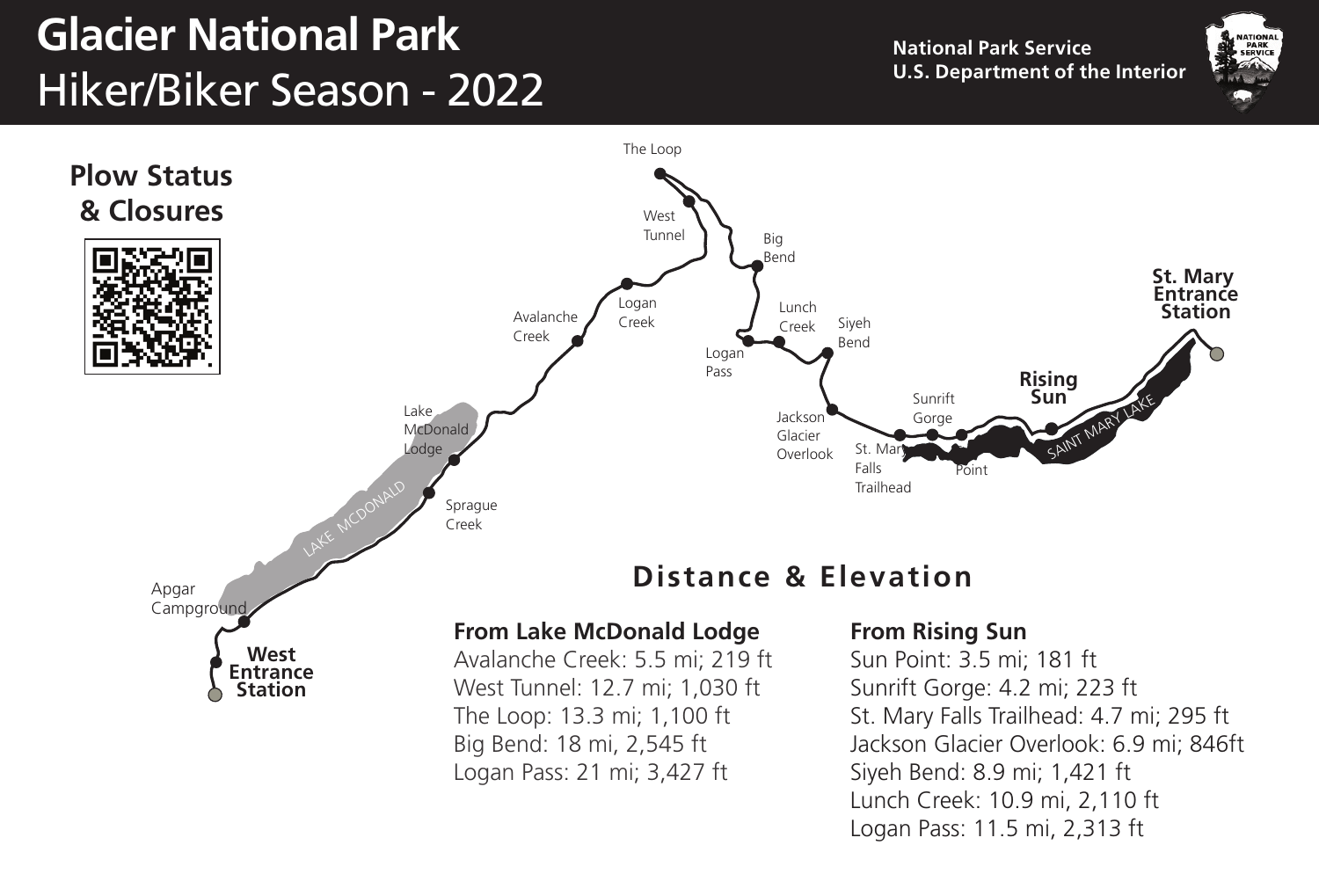# Glacier National Park
Hiker/Biker Season - 2022

National Park Service
U.S. Department of the Interior

## Plow Status & Closures

The Loop
West Tunnel
Big Bend
Logan Creek
Avalanche Creek
Lunch Creek
Siyeh Bend
Logan Pass
St. Mary Entrance Station
Rising Sun
Sunrift Gorge
Jackson Glacier Overlook
St. Mary Falls Trailhead
Point
SAINT MARY LAKE
Lake McDonald Lodge
LAKE MCDONALD
Sprague Creek
Apgar Campground
West Entrance Station

## Distance & Elevation

### From Lake McDonald Lodge

Avalanche Creek: 5.5 mi; 219 ft
West Tunnel: 12.7 mi; 1,030 ft
The Loop: 13.3 mi; 1,100 ft
Big Bend: 18 mi, 2,545 ft
Logan Pass: 21 mi; 3,427 ft

### From Rising Sun

Sun Point: 3.5 mi; 181 ft
Sunrift Gorge: 4.2 mi; 223 ft
St. Mary Falls Trailhead: 4.7 mi; 295 ft
Jackson Glacier Overlook: 6.9 mi; 846ft
Siyeh Bend: 8.9 mi; 1,421 ft
Lunch Creek: 10.9 mi, 2,110 ft
Logan Pass: 11.5 mi, 2,313 ft